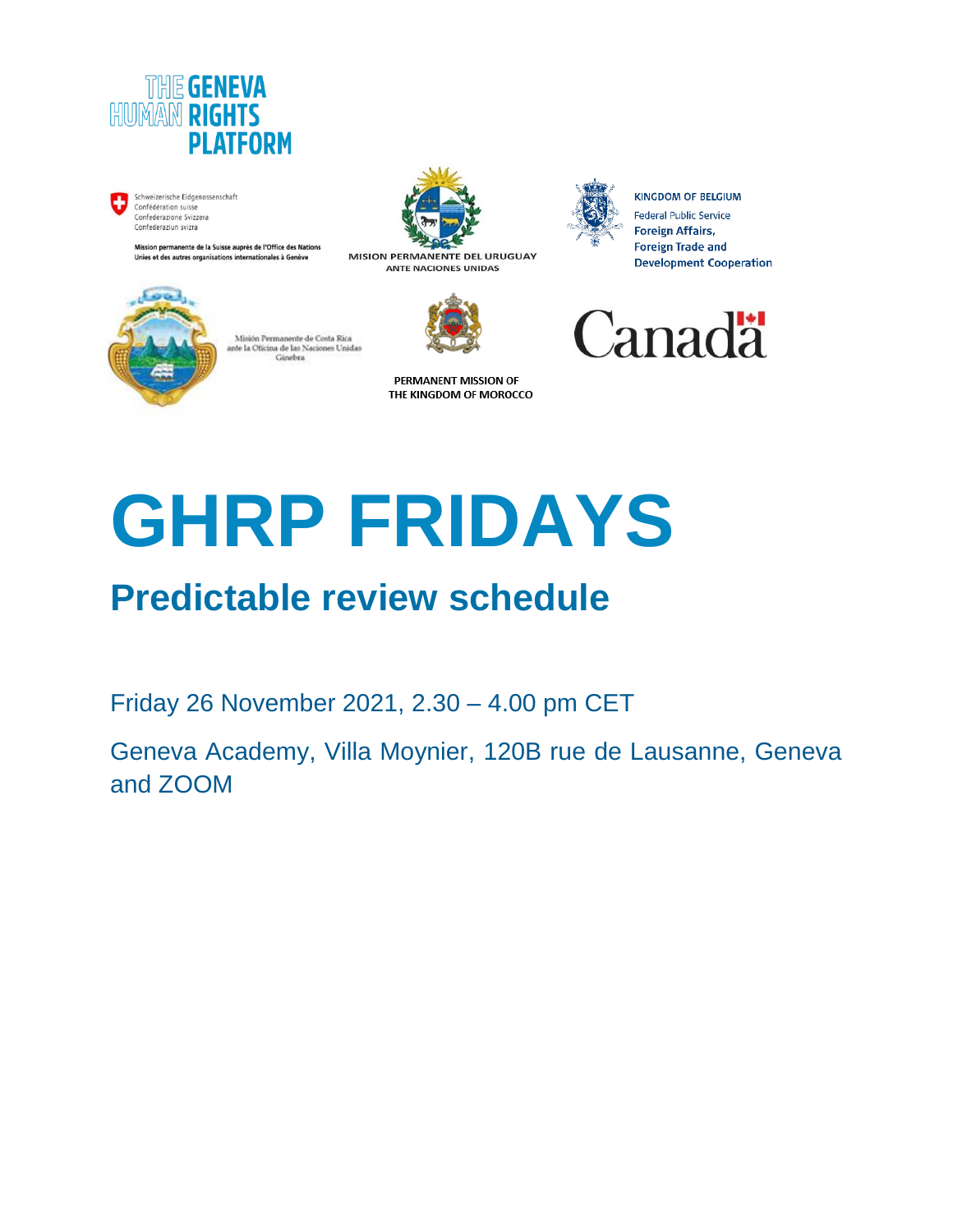THE GENEVA HUMAN RIGHTS PLATFORM

Schweizerische Eidgenossenschaft
Confédération suisse
Confederazione Svizzera
Confederaziun svizra

Mission permanente de la Suisse auprès de l'Office des Nations Unies et des autres organisations internationales à Genève

MISION PERMANENTE DEL URUGUAY ANTE NACIONES UNIDAS

KINGDOM OF BELGIUM
Federal Public Service
Foreign Affairs,
Foreign Trade and
Development Cooperation

Misión Permanente de Costa Rica ante la Oficina de las Naciones Unidas Ginebra

PERMANENT MISSION OF THE KINGDOM OF MOROCCO

Canada

# GHRP FRIDAYS

## Predictable review schedule

Friday 26 November 2021, 2.30 – 4.00 pm CET

Geneva Academy, Villa Moynier, 120B rue de Lausanne, Geneva and ZOOM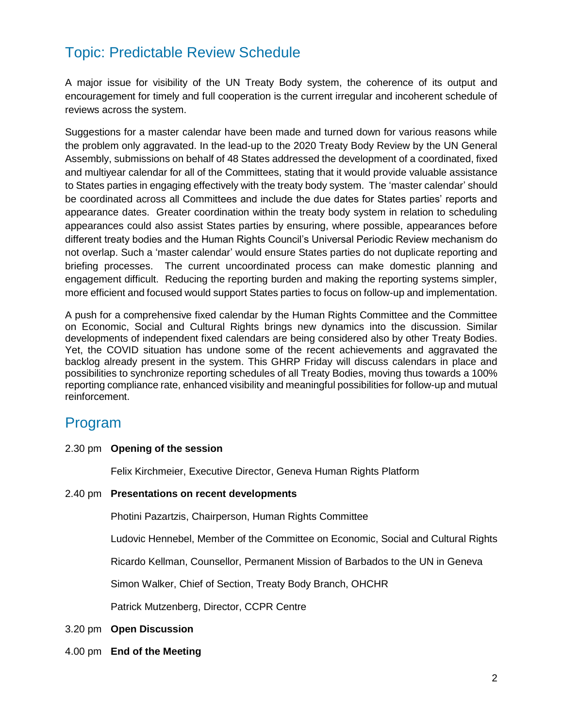## Topic: Predictable Review Schedule

A major issue for visibility of the UN Treaty Body system, the coherence of its output and encouragement for timely and full cooperation is the current irregular and incoherent schedule of reviews across the system.

Suggestions for a master calendar have been made and turned down for various reasons while the problem only aggravated. In the lead-up to the 2020 Treaty Body Review by the UN General Assembly, submissions on behalf of 48 States addressed the development of a coordinated, fixed and multiyear calendar for all of the Committees, stating that it would provide valuable assistance to States parties in engaging effectively with the treaty body system. The 'master calendar' should be coordinated across all Committees and include the due dates for States parties' reports and appearance dates. Greater coordination within the treaty body system in relation to scheduling appearances could also assist States parties by ensuring, where possible, appearances before different treaty bodies and the Human Rights Council's Universal Periodic Review mechanism do not overlap. Such a 'master calendar' would ensure States parties do not duplicate reporting and briefing processes. The current uncoordinated process can make domestic planning and engagement difficult. Reducing the reporting burden and making the reporting systems simpler, more efficient and focused would support States parties to focus on follow-up and implementation.

A push for a comprehensive fixed calendar by the Human Rights Committee and the Committee on Economic, Social and Cultural Rights brings new dynamics into the discussion. Similar developments of independent fixed calendars are being considered also by other Treaty Bodies. Yet, the COVID situation has undone some of the recent achievements and aggravated the backlog already present in the system. This GHRP Friday will discuss calendars in place and possibilities to synchronize reporting schedules of all Treaty Bodies, moving thus towards a 100% reporting compliance rate, enhanced visibility and meaningful possibilities for follow-up and mutual reinforcement.

## Program

2.30 pm **Opening of the session**

Felix Kirchmeier, Executive Director, Geneva Human Rights Platform

2.40 pm **Presentations on recent developments**

Photini Pazartzis, Chairperson, Human Rights Committee

Ludovic Hennebel, Member of the Committee on Economic, Social and Cultural Rights

Ricardo Kellman, Counsellor, Permanent Mission of Barbados to the UN in Geneva

Simon Walker, Chief of Section, Treaty Body Branch, OHCHR

Patrick Mutzenberg, Director, CCPR Centre

3.20 pm **Open Discussion**

4.00 pm **End of the Meeting**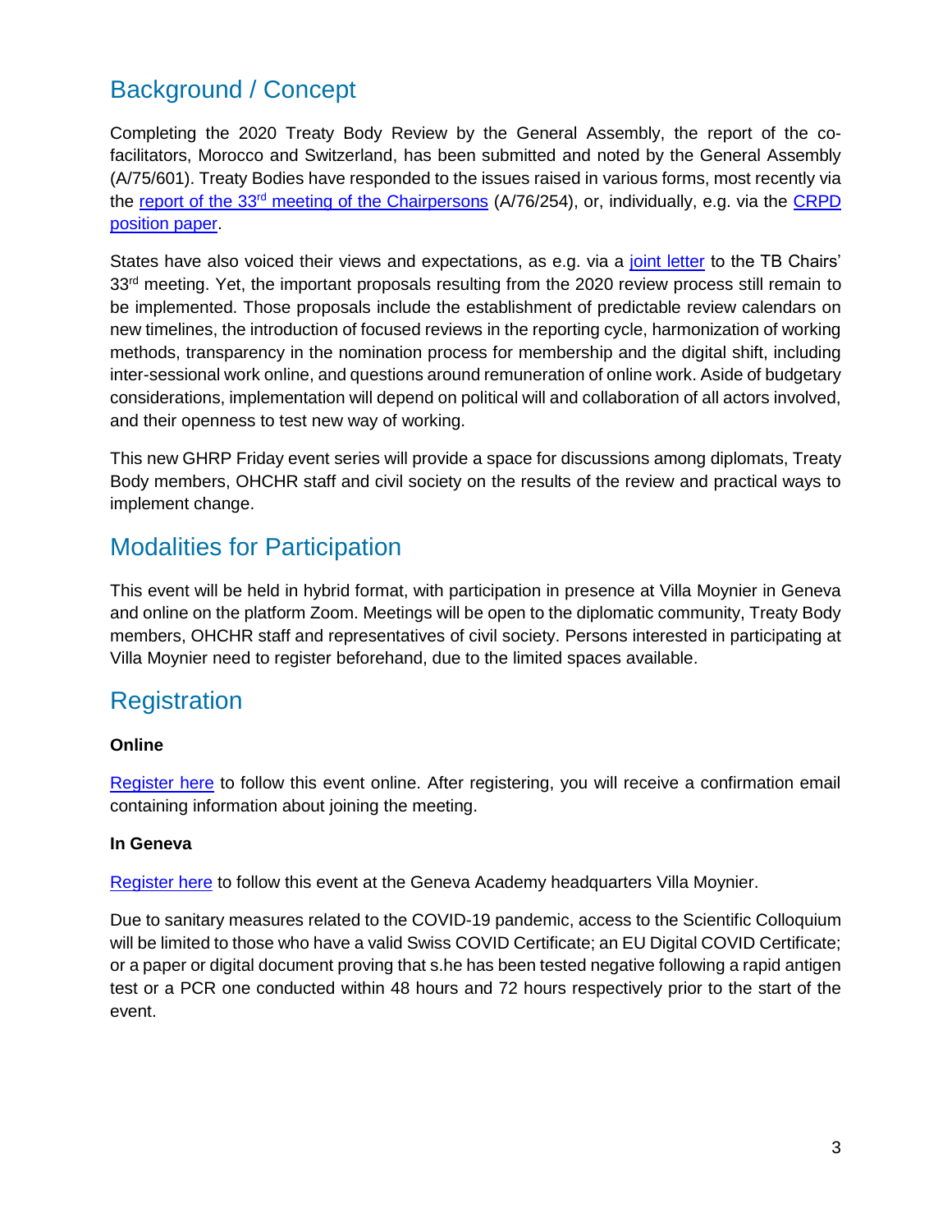## Background / Concept

Completing the 2020 Treaty Body Review by the General Assembly, the report of the co-facilitators, Morocco and Switzerland, has been submitted and noted by the General Assembly (A/75/601). Treaty Bodies have responded to the issues raised in various forms, most recently via the report of the 33rd meeting of the Chairpersons (A/76/254), or, individually, e.g. via the CRPD position paper.

States have also voiced their views and expectations, as e.g. via a joint letter to the TB Chairs' 33rd meeting. Yet, the important proposals resulting from the 2020 review process still remain to be implemented. Those proposals include the establishment of predictable review calendars on new timelines, the introduction of focused reviews in the reporting cycle, harmonization of working methods, transparency in the nomination process for membership and the digital shift, including inter-sessional work online, and questions around remuneration of online work. Aside of budgetary considerations, implementation will depend on political will and collaboration of all actors involved, and their openness to test new way of working.

This new GHRP Friday event series will provide a space for discussions among diplomats, Treaty Body members, OHCHR staff and civil society on the results of the review and practical ways to implement change.

## Modalities for Participation

This event will be held in hybrid format, with participation in presence at Villa Moynier in Geneva and online on the platform Zoom. Meetings will be open to the diplomatic community, Treaty Body members, OHCHR staff and representatives of civil society. Persons interested in participating at Villa Moynier need to register beforehand, due to the limited spaces available.

## Registration

**Online**

Register here to follow this event online. After registering, you will receive a confirmation email containing information about joining the meeting.

**In Geneva**

Register here to follow this event at the Geneva Academy headquarters Villa Moynier.

Due to sanitary measures related to the COVID-19 pandemic, access to the Scientific Colloquium will be limited to those who have a valid Swiss COVID Certificate; an EU Digital COVID Certificate; or a paper or digital document proving that s.he has been tested negative following a rapid antigen test or a PCR one conducted within 48 hours and 72 hours respectively prior to the start of the event.